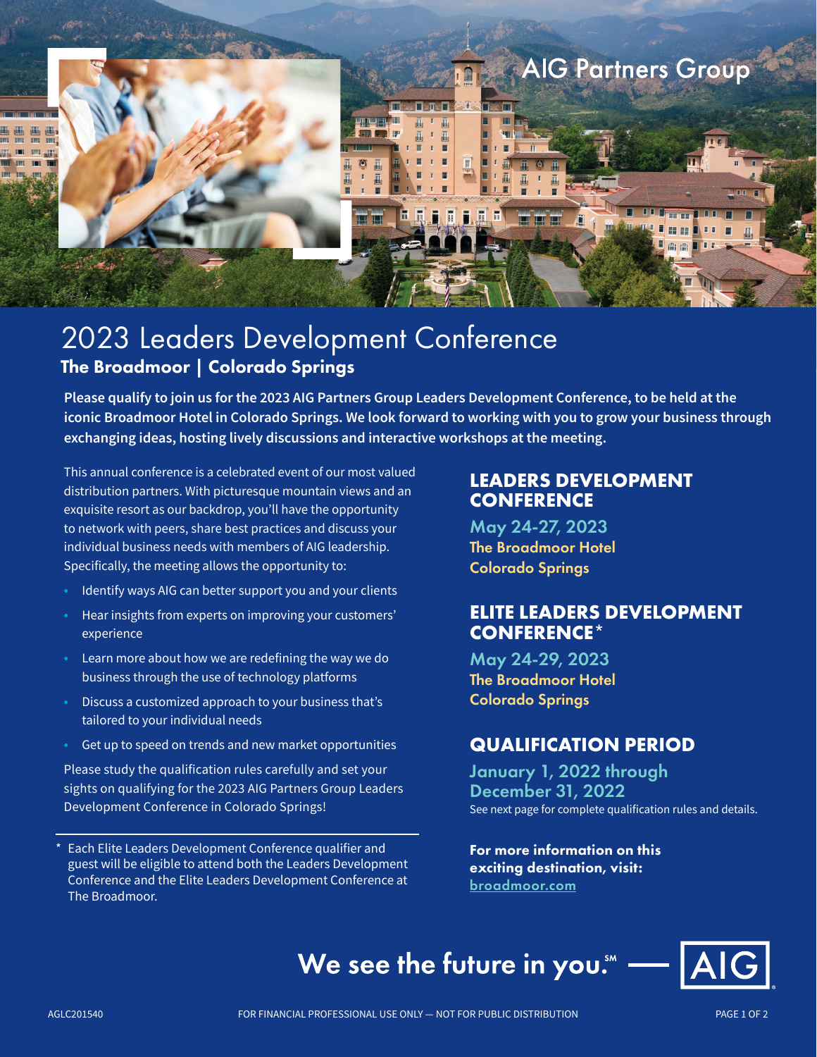AIG Partners Group

# 2023 Leaders Development Conference

## The Broadmoor | Colorado Springs

**Please qualify to join us for the 2023 AIG Partners Group Leaders Development Conference, to be held at the iconic Broadmoor Hotel in Colorado Springs. We look forward to working with you to grow your business through exchanging ideas, hosting lively discussions and interactive workshops at the meeting.**

This annual conference is a celebrated event of our most valued distribution partners. With picturesque mountain views and an exquisite resort as our backdrop, you'll have the opportunity to network with peers, share best practices and discuss your individual business needs with members of AIG leadership. Specifically, the meeting allows the opportunity to:

- Identify ways AIG can better support you and your clients
- Hear insights from experts on improving your customers' experience
- Learn more about how we are redefining the way we do business through the use of technology platforms
- Discuss a customized approach to your business that's tailored to your individual needs
- Get up to speed on trends and new market opportunities

Please study the qualification rules carefully and set your sights on qualifying for the 2023 AIG Partners Group Leaders Development Conference in Colorado Springs!

\* Each Elite Leaders Development Conference qualifier and guest will be eligible to attend both the Leaders Development Conference and the Elite Leaders Development Conference at The Broadmoor.

### LEADERS DEVELOPMENT CONFERENCE

May 24-27, 2023
The Broadmoor Hotel
Colorado Springs

### ELITE LEADERS DEVELOPMENT CONFERENCE*

May 24-29, 2023
The Broadmoor Hotel
Colorado Springs

### QUALIFICATION PERIOD

January 1, 2022 through December 31, 2022

See next page for complete qualification rules and details.

**For more information on this exciting destination, visit:**
broadmoor.com

We see the future in you.℠ — AIG

AGLC201540

FOR FINANCIAL PROFESSIONAL USE ONLY — NOT FOR PUBLIC DISTRIBUTION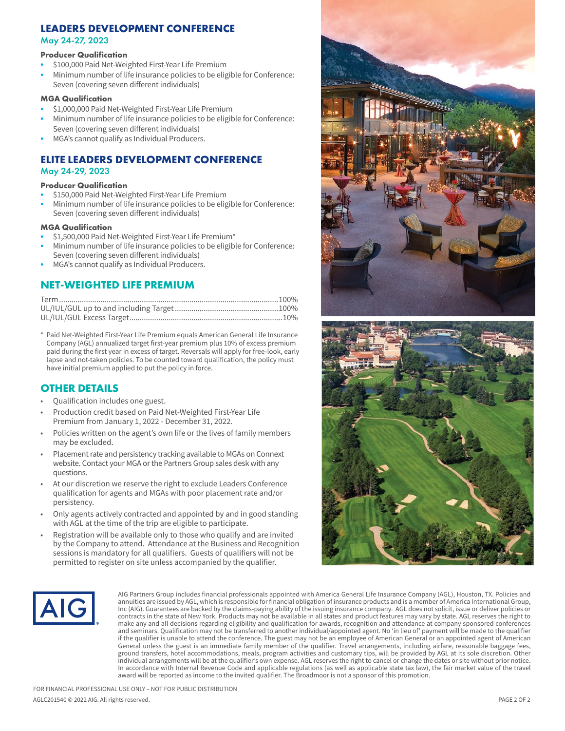## LEADERS DEVELOPMENT CONFERENCE

May 24-27, 2023

**Producer Qualification**

- $100,000 Paid Net-Weighted First-Year Life Premium
- Minimum number of life insurance policies to be eligible for Conference: Seven (covering seven different individuals)

**MGA Qualification**

- $1,000,000 Paid Net-Weighted First-Year Life Premium
- Minimum number of life insurance policies to be eligible for Conference: Seven (covering seven different individuals)
- MGA's cannot qualify as Individual Producers.

## ELITE LEADERS DEVELOPMENT CONFERENCE

May 24-29, 2023

**Producer Qualification**

- $150,000 Paid Net-Weighted First-Year Life Premium
- Minimum number of life insurance policies to be eligible for Conference: Seven (covering seven different individuals)

**MGA Qualification**

- $1,500,000 Paid Net-Weighted First-Year Life Premium*
- Minimum number of life insurance policies to be eligible for Conference: Seven (covering seven different individuals)
- MGA's cannot qualify as Individual Producers.

## NET-WEIGHTED LIFE PREMIUM

| | |
|---|---|
| Term | 100% |
| UL/IUL/GUL up to and including Target | 100% |
| UL/IUL/GUL Excess Target | 10% |

\* Paid Net-Weighted First-Year Life Premium equals American General Life Insurance Company (AGL) annualized target first-year premium plus 10% of excess premium paid during the first year in excess of target. Reversals will apply for free-look, early lapse and not-taken policies. To be counted toward qualification, the policy must have initial premium applied to put the policy in force.

## OTHER DETAILS

- Qualification includes one guest.
- Production credit based on Paid Net-Weighted First-Year Life Premium from January 1, 2022 - December 31, 2022.
- Policies written on the agent's own life or the lives of family members may be excluded.
- Placement rate and persistency tracking available to MGAs on Connext website. Contact your MGA or the Partners Group sales desk with any questions.
- At our discretion we reserve the right to exclude Leaders Conference qualification for agents and MGAs with poor placement rate and/or persistency.
- Only agents actively contracted and appointed by and in good standing with AGL at the time of the trip are eligible to participate.
- Registration will be available only to those who qualify and are invited by the Company to attend. Attendance at the Business and Recognition sessions is mandatory for all qualifiers. Guests of qualifiers will not be permitted to register on site unless accompanied by the qualifier.

AIG

AIG Partners Group includes financial professionals appointed with America General Life Insurance Company (AGL), Houston, TX. Policies and annuities are issued by AGL, which is responsible for financial obligation of insurance products and is a member of America International Group, Inc (AIG). Guarantees are backed by the claims-paying ability of the issuing insurance company. AGL does not solicit, issue or deliver policies or contracts in the state of New York. Products may not be available in all states and product features may vary by state. AGL reserves the right to make any and all decisions regarding eligibility and qualification for awards, recognition and attendance at company sponsored conferences and seminars. Qualification may not be transferred to another individual/appointed agent. No 'in lieu of' payment will be made to the qualifier if the qualifier is unable to attend the conference. The guest may not be an employee of American General or an appointed agent of American General unless the guest is an immediate family member of the qualifier. Travel arrangements, including airfare, reasonable baggage fees, ground transfers, hotel accommodations, meals, program activities and customary tips, will be provided by AGL at its sole discretion. Other individual arrangements will be at the qualifier's own expense. AGL reserves the right to cancel or change the dates or site without prior notice. In accordance with Internal Revenue Code and applicable regulations (as well as applicable state tax law), the fair market value of the travel award will be reported as income to the invited qualifier. The Broadmoor is not a sponsor of this promotion.

FOR FINANCIAL PROFESSIONAL USE ONLY – NOT FOR PUBLIC DISTRIBUTION

AGLC201540 © 2022 AIG. All rights reserved.